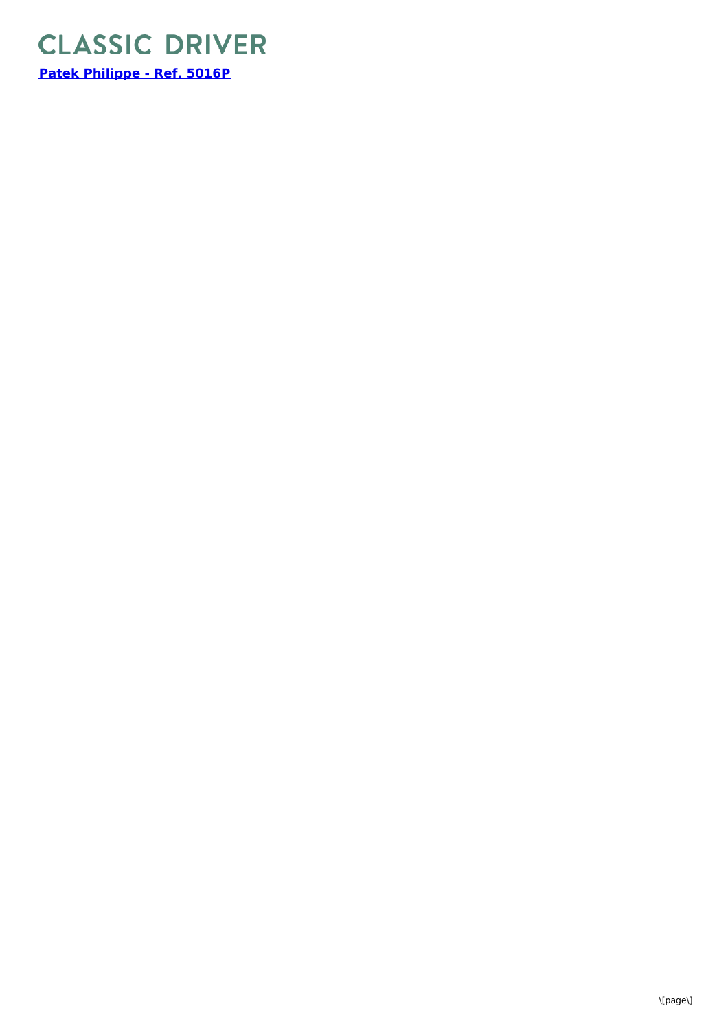# CLASSIC DRIVER

**[Patek Philippe - Ref. 5016P]**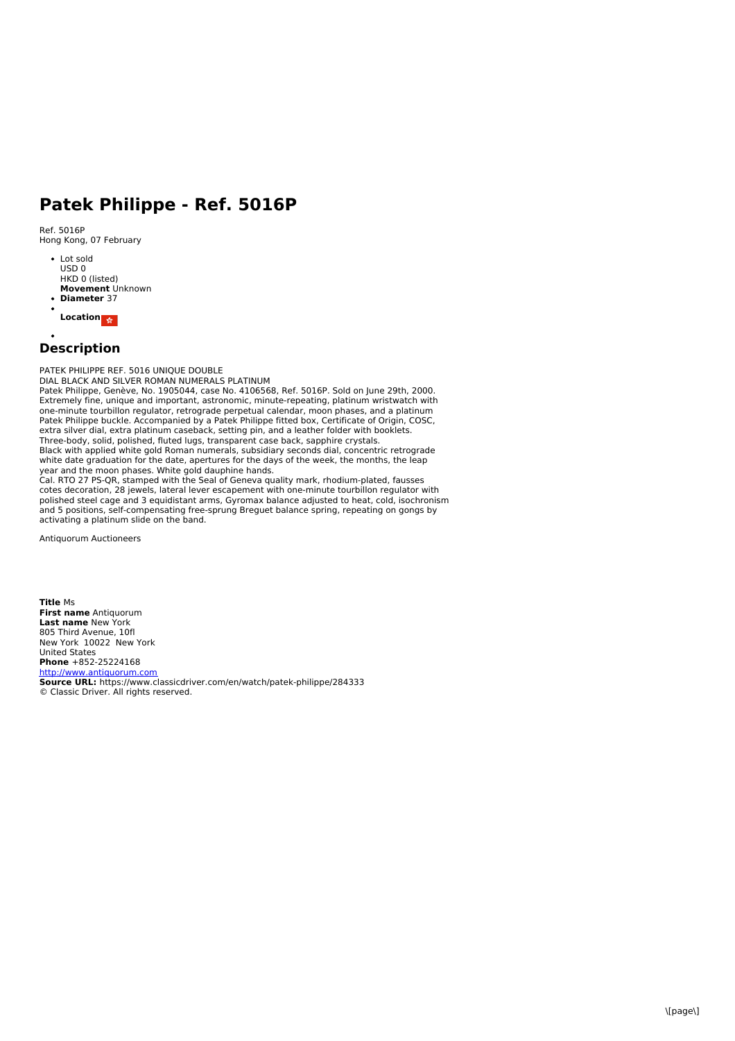# Patek Philippe - Ref. 5016P

Ref. 5016P
Hong Kong, 07 February

- Lot sold
  USD 0
  HKD 0 (listed)
  **Movement** Unknown
- **Diameter** 37
- **Location**
-

## Description

PATEK PHILIPPE REF. 5016 UNIQUE DOUBLE
DIAL BLACK AND SILVER ROMAN NUMERALS PLATINUM
Patek Philippe, Genève, No. 1905044, case No. 4106568, Ref. 5016P. Sold on June 29th, 2000. Extremely fine, unique and important, astronomic, minute-repeating, platinum wristwatch with one-minute tourbillon regulator, retrograde perpetual calendar, moon phases, and a platinum Patek Philippe buckle. Accompanied by a Patek Philippe fitted box, Certificate of Origin, COSC, extra silver dial, extra platinum caseback, setting pin, and a leather folder with booklets.
Three-body, solid, polished, fluted lugs, transparent case back, sapphire crystals.
Black with applied white gold Roman numerals, subsidiary seconds dial, concentric retrograde white date graduation for the date, apertures for the days of the week, the months, the leap year and the moon phases. White gold dauphine hands.
Cal. RTO 27 PS-QR, stamped with the Seal of Geneva quality mark, rhodium-plated, fausses cotes decoration, 28 jewels, lateral lever escapement with one-minute tourbillon regulator with polished steel cage and 3 equidistant arms, Gyromax balance adjusted to heat, cold, isochronism and 5 positions, self-compensating free-sprung Breguet balance spring, repeating on gongs by activating a platinum slide on the band.

Antiquorum Auctioneers

**Title** Ms
**First name** Antiquorum
**Last name** New York
805 Third Avenue, 10fl
New York 10022 New York
United States
**Phone** +852-25224168
http://www.antiquorum.com
**Source URL:** https://www.classicdriver.com/en/watch/patek-philippe/284333
© Classic Driver. All rights reserved.